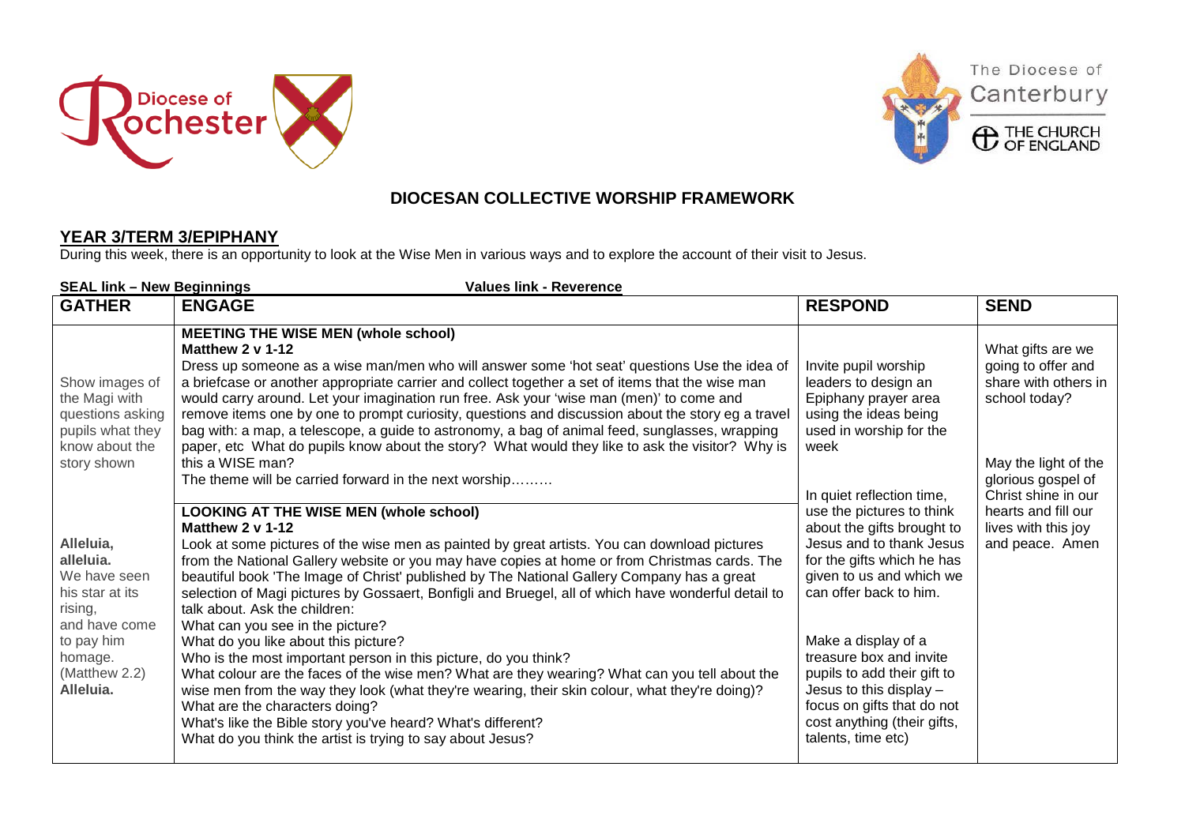# DIOCESAN COLLECTIVE WORSHIP FRAMEWORK

## YEAR 3/TERM 3/EPIPHANY

During this week, there is an opportunity to look at the Wise Men in various ways and to explore the account of their visit to Jesus.

**SEAL link – New Beginnings** **Values link - Reverence**

| GATHER | ENGAGE | RESPOND | SEND |
|---|---|---|---|
| Show images of the Magi with questions asking pupils what they know about the story shown<br><br>**Alleluia, alleluia.** We have seen his star at its rising, and have come to pay him homage. (Matthew 2.2) **Alleluia.** | **MEETING THE WISE MEN (whole school)**<br>**Matthew 2 v 1-12**<br>Dress up someone as a wise man/men who will answer some 'hot seat' questions Use the idea of a briefcase or another appropriate carrier and collect together a set of items that the wise man would carry around. Let your imagination run free. Ask your 'wise man (men)' to come and remove items one by one to prompt curiosity, questions and discussion about the story eg a travel bag with: a map, a telescope, a guide to astronomy, a bag of animal feed, sunglasses, wrapping paper, etc What do pupils know about the story? What would they like to ask the visitor? Why is this a WISE man?<br>The theme will be carried forward in the next worship………<br><br>**LOOKING AT THE WISE MEN (whole school)**<br>**Matthew 2 v 1-12**<br>Look at some pictures of the wise men as painted by great artists. You can download pictures from the National Gallery website or you may have copies at home or from Christmas cards. The beautiful book 'The Image of Christ' published by The National Gallery Company has a great selection of Magi pictures by Gossaert, Bonfigli and Bruegel, all of which have wonderful detail to talk about. Ask the children:<br>What can you see in the picture?<br>What do you like about this picture?<br>Who is the most important person in this picture, do you think?<br>What colour are the faces of the wise men? What are they wearing? What can you tell about the wise men from the way they look (what they're wearing, their skin colour, what they're doing)?<br>What are the characters doing?<br>What's like the Bible story you've heard? What's different?<br>What do you think the artist is trying to say about Jesus? | Invite pupil worship leaders to design an Epiphany prayer area using the ideas being used in worship for the week<br><br>In quiet reflection time, use the pictures to think about the gifts brought to Jesus and to thank Jesus for the gifts which he has given to us and which we can offer back to him.<br><br>Make a display of a treasure box and invite pupils to add their gift to Jesus to this display – focus on gifts that do not cost anything (their gifts, talents, time etc) | What gifts are we going to offer and share with others in school today?<br><br>May the light of the glorious gospel of Christ shine in our hearts and fill our lives with this joy and peace. Amen |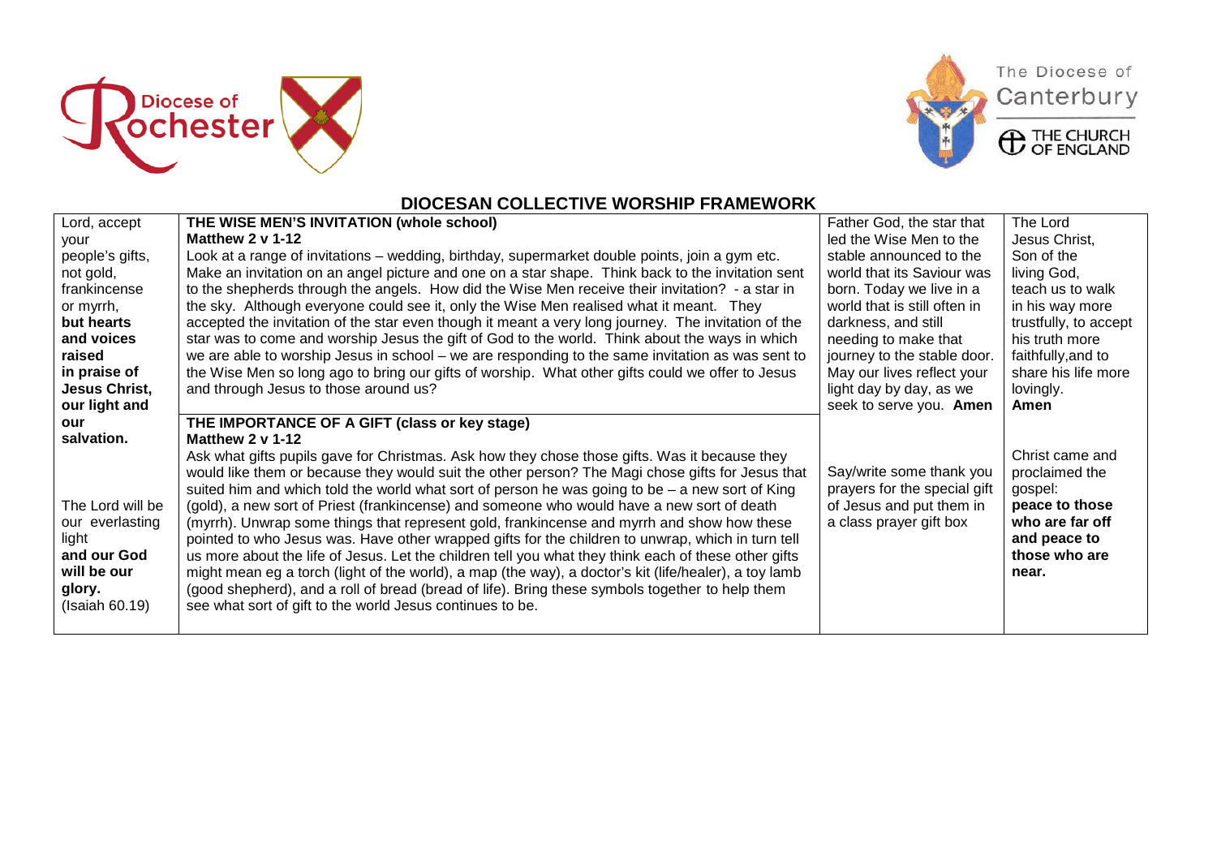## DIOCESAN COLLECTIVE WORSHIP FRAMEWORK

| | | | |
|---|---|---|---|
| Lord, accept your people's gifts, not gold, frankincense or myrrh, **but hearts and voices raised in praise of Jesus Christ, our light and our salvation.** | **THE WISE MEN'S INVITATION (whole school)**<br>**Matthew 2 v 1-12**<br>Look at a range of invitations – wedding, birthday, supermarket double points, join a gym etc. Make an invitation on an angel picture and one on a star shape. Think back to the invitation sent to the shepherds through the angels. How did the Wise Men receive their invitation? - a star in the sky. Although everyone could see it, only the Wise Men realised what it meant. They accepted the invitation of the star even though it meant a very long journey. The invitation of the star was to come and worship Jesus the gift of God to the world. Think about the ways in which we are able to worship Jesus in school – we are responding to the same invitation as was sent to the Wise Men so long ago to bring our gifts of worship. What other gifts could we offer to Jesus and through Jesus to those around us? | Father God, the star that led the Wise Men to the stable announced to the world that its Saviour was born. Today we live in a world that is still often in darkness, and still needing to make that journey to the stable door. May our lives reflect your light day by day, as we seek to serve you. **Amen** | The Lord Jesus Christ, Son of the living God, teach us to walk in his way more trustfully, to accept his truth more faithfully, and to share his life more lovingly. **Amen** |
| The Lord will be our everlasting light **and our God will be our glory.** (Isaiah 60.19) | **THE IMPORTANCE OF A GIFT (class or key stage)**<br>**Matthew 2 v 1-12**<br>Ask what gifts pupils gave for Christmas. Ask how they chose those gifts. Was it because they would like them or because they would suit the other person? The Magi chose gifts for Jesus that suited him and which told the world what sort of person he was going to be – a new sort of King (gold), a new sort of Priest (frankincense) and someone who would have a new sort of death (myrrh). Unwrap some things that represent gold, frankincense and myrrh and show how these pointed to who Jesus was. Have other wrapped gifts for the children to unwrap, which in turn tell us more about the life of Jesus. Let the children tell you what they think each of these other gifts might mean eg a torch (light of the world), a map (the way), a doctor's kit (life/healer), a toy lamb (good shepherd), and a roll of bread (bread of life). Bring these symbols together to help them see what sort of gift to the world Jesus continues to be. | Say/write some thank you prayers for the special gift of Jesus and put them in a class prayer gift box | Christ came and proclaimed the gospel: **peace to those who are far off and peace to those who are near.** |